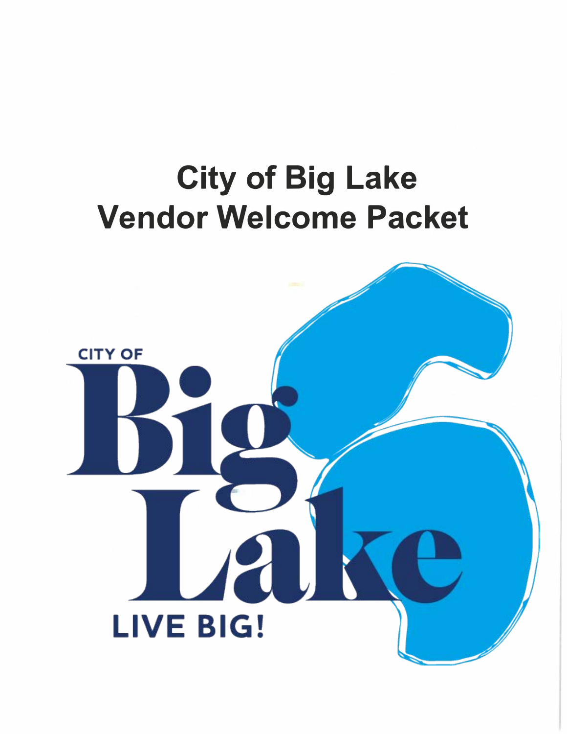# City of Big Lake
# Vendor Welcome Packet

CITY OF

Big Lake

LIVE BIG!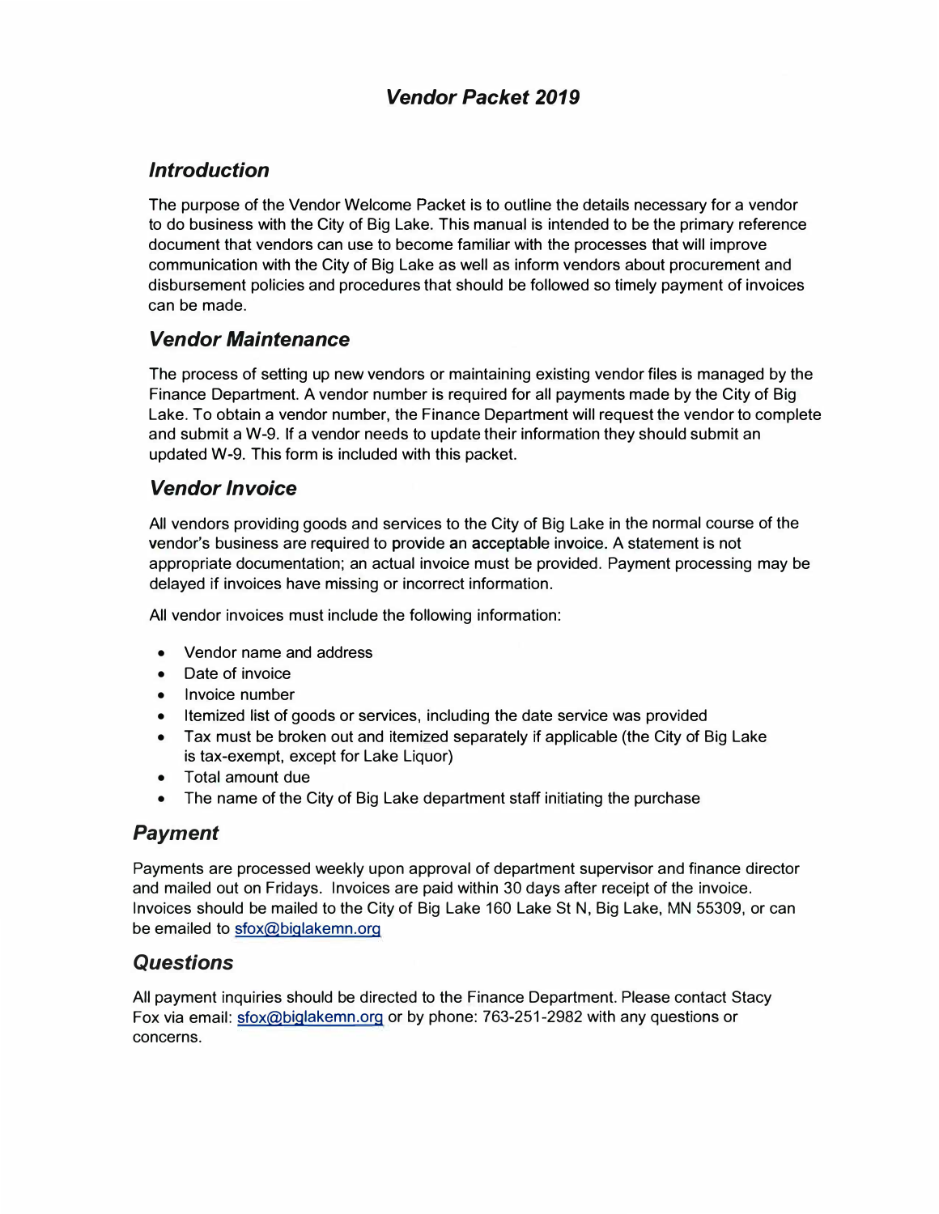# *Vendor Packet 2019*

## *Introduction*

The purpose of the Vendor Welcome Packet is to outline the details necessary for a vendor to do business with the City of Big Lake. This manual is intended to be the primary reference document that vendors can use to become familiar with the processes that will improve communication with the City of Big Lake as well as inform vendors about procurement and disbursement policies and procedures that should be followed so timely payment of invoices can be made.

## *Vendor Maintenance*

The process of setting up new vendors or maintaining existing vendor files is managed by the Finance Department. A vendor number is required for all payments made by the City of Big Lake. To obtain a vendor number, the Finance Department will request the vendor to complete and submit a W-9. If a vendor needs to update their information they should submit an updated W-9. This form is included with this packet.

## *Vendor Invoice*

All vendors providing goods and services to the City of Big Lake in the normal course of the vendor's business are required to provide an acceptable invoice. A statement is not appropriate documentation; an actual invoice must be provided. Payment processing may be delayed if invoices have missing or incorrect information.

All vendor invoices must include the following information:

- Vendor name and address
- Date of invoice
- Invoice number
- Itemized list of goods or services, including the date service was provided
- Tax must be broken out and itemized separately if applicable (the City of Big Lake is tax-exempt, except for Lake Liquor)
- Total amount due
- The name of the City of Big Lake department staff initiating the purchase

## *Payment*

Payments are processed weekly upon approval of department supervisor and finance director and mailed out on Fridays. Invoices are paid within 30 days after receipt of the invoice. Invoices should be mailed to the City of Big Lake 160 Lake St N, Big Lake, MN 55309, or can be emailed to sfox@biglakemn.org

## *Questions*

All payment inquiries should be directed to the Finance Department. Please contact Stacy Fox via email: sfox@biglakemn.org or by phone: 763-251-2982 with any questions or concerns.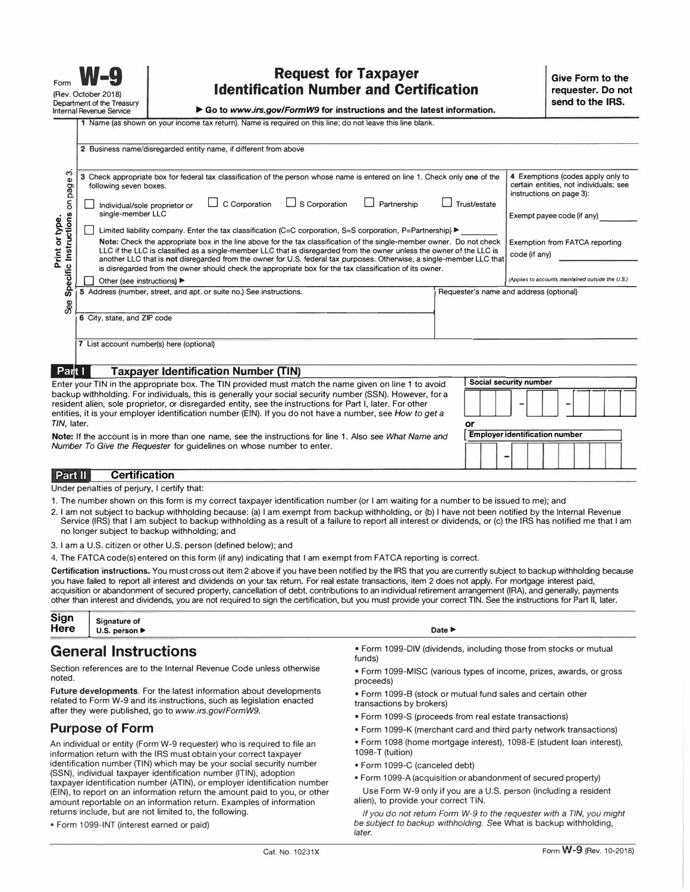Form **W-9**
(Rev. October 2018)
Department of the Treasury
Internal Revenue Service

# Request for Taxpayer Identification Number and Certification

▶ Go to *www.irs.gov/FormW9* for instructions and the latest information.

**Give Form to the requester. Do not send to the IRS.**

Print or type. See Specific Instructions on page 3.

1 Name (as shown on your income tax return). Name is required on this line; do not leave this line blank.

2 Business name/disregarded entity name, if different from above

3 Check appropriate box for federal tax classification of the person whose name is entered on line 1. Check only **one** of the following seven boxes.

☐ Individual/sole proprietor or single-member LLC ☐ C Corporation ☐ S Corporation ☐ Partnership ☐ Trust/estate

☐ Limited liability company. Enter the tax classification (C=C corporation, S=S corporation, P=Partnership) ▶ ________

**Note:** Check the appropriate box in the line above for the tax classification of the single-member owner. Do not check LLC if the LLC is classified as a single-member LLC that is disregarded from the owner unless the owner of the LLC is another LLC that is **not** disregarded from the owner for U.S. federal tax purposes. Otherwise, a single-member LLC that is disregarded from the owner should check the appropriate box for the tax classification of its owner.

☐ Other (see instructions) ▶

4 Exemptions (codes apply only to certain entities, not individuals; see instructions on page 3):

Exempt payee code (if any) ________

Exemption from FATCA reporting code (if any) ________

*(Applies to accounts maintained outside the U.S.)*

5 Address (number, street, and apt. or suite no.) See instructions.

Requester's name and address (optional)

6 City, state, and ZIP code

7 List account number(s) here (optional)

## Part I Taxpayer Identification Number (TIN)

Enter your TIN in the appropriate box. The TIN provided must match the name given on line 1 to avoid backup withholding. For individuals, this is generally your social security number (SSN). However, for a resident alien, sole proprietor, or disregarded entity, see the instructions for Part I, later. For other entities, it is your employer identification number (EIN). If you do not have a number, see *How to get a TIN,* later.

**Note:** If the account is in more than one name, see the instructions for line 1. Also see *What Name and Number To Give the Requester* for guidelines on whose number to enter.

**Social security number**

☐☐☐ – ☐☐ – ☐☐☐☐

**or**

**Employer identification number**

☐☐ – ☐☐☐☐☐☐☐

## Part II Certification

Under penalties of perjury, I certify that:

1. The number shown on this form is my correct taxpayer identification number (or I am waiting for a number to be issued to me); and
2. I am not subject to backup withholding because: (a) I am exempt from backup withholding, or (b) I have not been notified by the Internal Revenue Service (IRS) that I am subject to backup withholding as a result of a failure to report all interest or dividends, or (c) the IRS has notified me that I am no longer subject to backup withholding; and
3. I am a U.S. citizen or other U.S. person (defined below); and
4. The FATCA code(s) entered on this form (if any) indicating that I am exempt from FATCA reporting is correct.

**Certification instructions.** You must cross out item 2 above if you have been notified by the IRS that you are currently subject to backup withholding because you have failed to report all interest and dividends on your tax return. For real estate transactions, item 2 does not apply. For mortgage interest paid, acquisition or abandonment of secured property, cancellation of debt, contributions to an individual retirement arrangement (IRA), and generally, payments other than interest and dividends, you are not required to sign the certification, but you must provide your correct TIN. See the instructions for Part II, later.

**Sign Here** Signature of U.S. person ▶ Date ▶

# General Instructions

Section references are to the Internal Revenue Code unless otherwise noted.

**Future developments**. For the latest information about developments related to Form W-9 and its instructions, such as legislation enacted after they were published, go to *www.irs.gov/FormW9.*

## Purpose of Form

An individual or entity (Form W-9 requester) who is required to file an information return with the IRS must obtain your correct taxpayer identification number (TIN) which may be your social security number (SSN), individual taxpayer identification number (ITIN), adoption taxpayer identification number (ATIN), or employer identification number (EIN), to report on an information return the amount paid to you, or other amount reportable on an information return. Examples of information returns include, but are not limited to, the following.

- Form 1099-INT (interest earned or paid)
- Form 1099-DIV (dividends, including those from stocks or mutual funds)
- Form 1099-MISC (various types of income, prizes, awards, or gross proceeds)
- Form 1099-B (stock or mutual fund sales and certain other transactions by brokers)
- Form 1099-S (proceeds from real estate transactions)
- Form 1099-K (merchant card and third party network transactions)
- Form 1098 (home mortgage interest), 1098-E (student loan interest), 1098-T (tuition)
- Form 1099-C (canceled debt)
- Form 1099-A (acquisition or abandonment of secured property)

Use Form W-9 only if you are a U.S. person (including a resident alien), to provide your correct TIN.

*If you do not return Form W-9 to the requester with a TIN, you might be subject to backup withholding. See* What is backup withholding, *later.*

Cat. No. 10231X Form **W-9** (Rev. 10-2018)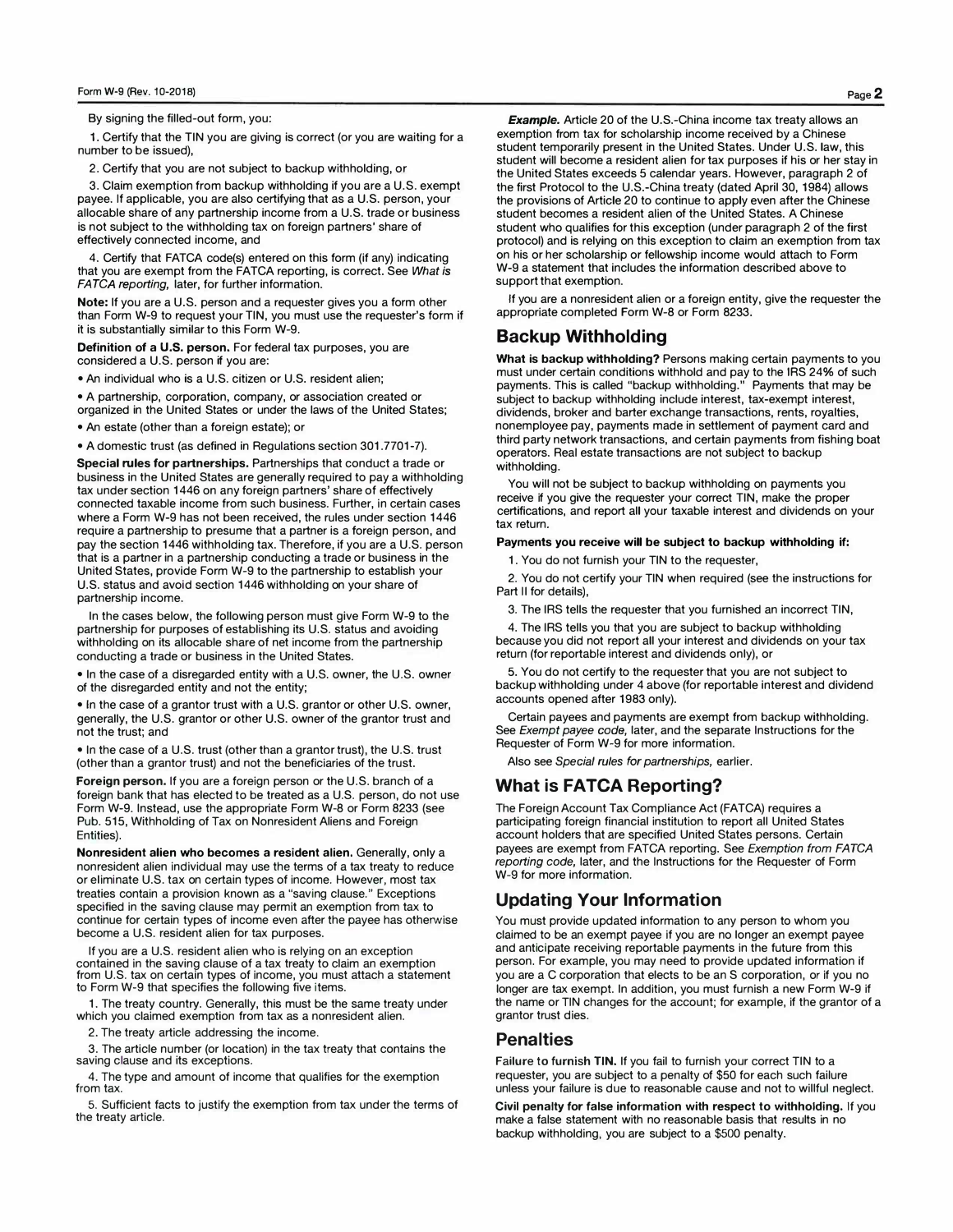By signing the filled-out form, you:

1. Certify that the TIN you are giving is correct (or you are waiting for a number to be issued),

2. Certify that you are not subject to backup withholding, or

3. Claim exemption from backup withholding if you are a U.S. exempt payee. If applicable, you are also certifying that as a U.S. person, your allocable share of any partnership income from a U.S. trade or business is not subject to the withholding tax on foreign partners' share of effectively connected income, and

4. Certify that FATCA code(s) entered on this form (if any) indicating that you are exempt from the FATCA reporting, is correct. See *What is FATCA reporting*, later, for further information.

**Note:** If you are a U.S. person and a requester gives you a form other than Form W-9 to request your TIN, you must use the requester's form if it is substantially similar to this Form W-9.

**Definition of a U.S. person.** For federal tax purposes, you are considered a U.S. person if you are:

- An individual who is a U.S. citizen or U.S. resident alien;
- A partnership, corporation, company, or association created or organized in the United States or under the laws of the United States;
- An estate (other than a foreign estate); or
- A domestic trust (as defined in Regulations section 301.7701-7).

**Special rules for partnerships.** Partnerships that conduct a trade or business in the United States are generally required to pay a withholding tax under section 1446 on any foreign partners' share of effectively connected taxable income from such business. Further, in certain cases where a Form W-9 has not been received, the rules under section 1446 require a partnership to presume that a partner is a foreign person, and pay the section 1446 withholding tax. Therefore, if you are a U.S. person that is a partner in a partnership conducting a trade or business in the United States, provide Form W-9 to the partnership to establish your U.S. status and avoid section 1446 withholding on your share of partnership income.

In the cases below, the following person must give Form W-9 to the partnership for purposes of establishing its U.S. status and avoiding withholding on its allocable share of net income from the partnership conducting a trade or business in the United States.

- In the case of a disregarded entity with a U.S. owner, the U.S. owner of the disregarded entity and not the entity;
- In the case of a grantor trust with a U.S. grantor or other U.S. owner, generally, the U.S. grantor or other U.S. owner of the grantor trust and not the trust; and
- In the case of a U.S. trust (other than a grantor trust), the U.S. trust (other than a grantor trust) and not the beneficiaries of the trust.

**Foreign person.** If you are a foreign person or the U.S. branch of a foreign bank that has elected to be treated as a U.S. person, do not use Form W-9. Instead, use the appropriate Form W-8 or Form 8233 (see Pub. 515, Withholding of Tax on Nonresident Aliens and Foreign Entities).

**Nonresident alien who becomes a resident alien.** Generally, only a nonresident alien individual may use the terms of a tax treaty to reduce or eliminate U.S. tax on certain types of income. However, most tax treaties contain a provision known as a "saving clause." Exceptions specified in the saving clause may permit an exemption from tax to continue for certain types of income even after the payee has otherwise become a U.S. resident alien for tax purposes.

If you are a U.S. resident alien who is relying on an exception contained in the saving clause of a tax treaty to claim an exemption from U.S. tax on certain types of income, you must attach a statement to Form W-9 that specifies the following five items.

1. The treaty country. Generally, this must be the same treaty under which you claimed exemption from tax as a nonresident alien.

2. The treaty article addressing the income.

3. The article number (or location) in the tax treaty that contains the saving clause and its exceptions.

4. The type and amount of income that qualifies for the exemption from tax.

5. Sufficient facts to justify the exemption from tax under the terms of the treaty article.

***Example.*** Article 20 of the U.S.-China income tax treaty allows an exemption from tax for scholarship income received by a Chinese student temporarily present in the United States. Under U.S. law, this student will become a resident alien for tax purposes if his or her stay in the United States exceeds 5 calendar years. However, paragraph 2 of the first Protocol to the U.S.-China treaty (dated April 30, 1984) allows the provisions of Article 20 to continue to apply even after the Chinese student becomes a resident alien of the United States. A Chinese student who qualifies for this exception (under paragraph 2 of the first protocol) and is relying on this exception to claim an exemption from tax on his or her scholarship or fellowship income would attach to Form W-9 a statement that includes the information described above to support that exemption.

If you are a nonresident alien or a foreign entity, give the requester the appropriate completed Form W-8 or Form 8233.

## Backup Withholding

**What is backup withholding?** Persons making certain payments to you must under certain conditions withhold and pay to the IRS 24% of such payments. This is called "backup withholding." Payments that may be subject to backup withholding include interest, tax-exempt interest, dividends, broker and barter exchange transactions, rents, royalties, nonemployee pay, payments made in settlement of payment card and third party network transactions, and certain payments from fishing boat operators. Real estate transactions are not subject to backup withholding.

You will not be subject to backup withholding on payments you receive if you give the requester your correct TIN, make the proper certifications, and report all your taxable interest and dividends on your tax return.

**Payments you receive will be subject to backup withholding if:**

1. You do not furnish your TIN to the requester,

2. You do not certify your TIN when required (see the instructions for Part II for details),

3. The IRS tells the requester that you furnished an incorrect TIN,

4. The IRS tells you that you are subject to backup withholding because you did not report all your interest and dividends on your tax return (for reportable interest and dividends only), or

5. You do not certify to the requester that you are not subject to backup withholding under 4 above (for reportable interest and dividend accounts opened after 1983 only).

Certain payees and payments are exempt from backup withholding. See *Exempt payee code*, later, and the separate Instructions for the Requester of Form W-9 for more information.

Also see *Special rules for partnerships*, earlier.

## What is FATCA Reporting?

The Foreign Account Tax Compliance Act (FATCA) requires a participating foreign financial institution to report all United States account holders that are specified United States persons. Certain payees are exempt from FATCA reporting. See *Exemption from FATCA reporting code*, later, and the Instructions for the Requester of Form W-9 for more information.

## Updating Your Information

You must provide updated information to any person to whom you claimed to be an exempt payee if you are no longer an exempt payee and anticipate receiving reportable payments in the future from this person. For example, you may need to provide updated information if you are a C corporation that elects to be an S corporation, or if you no longer are tax exempt. In addition, you must furnish a new Form W-9 if the name or TIN changes for the account; for example, if the grantor of a grantor trust dies.

## Penalties

**Failure to furnish TIN.** If you fail to furnish your correct TIN to a requester, you are subject to a penalty of $50 for each such failure unless your failure is due to reasonable cause and not to willful neglect.

**Civil penalty for false information with respect to withholding.** If you make a false statement with no reasonable basis that results in no backup withholding, you are subject to a $500 penalty.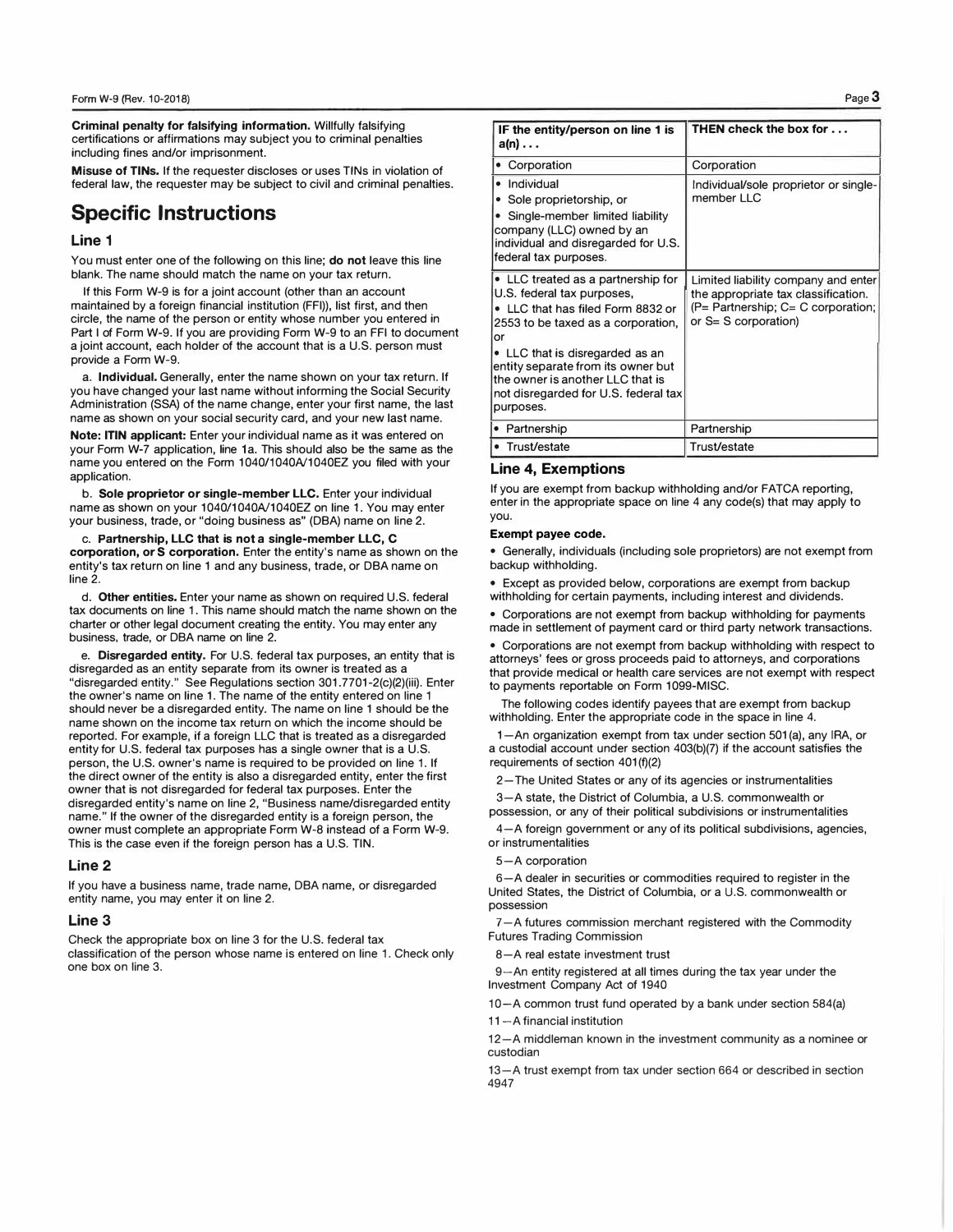**Criminal penalty for falsifying information.** Willfully falsifying certifications or affirmations may subject you to criminal penalties including fines and/or imprisonment.

**Misuse of TINs.** If the requester discloses or uses TINs in violation of federal law, the requester may be subject to civil and criminal penalties.

# Specific Instructions

## Line 1

You must enter one of the following on this line; **do not** leave this line blank. The name should match the name on your tax return.

If this Form W-9 is for a joint account (other than an account maintained by a foreign financial institution (FFI)), list first, and then circle, the name of the person or entity whose number you entered in Part I of Form W-9. If you are providing Form W-9 to an FFI to document a joint account, each holder of the account that is a U.S. person must provide a Form W-9.

a. **Individual.** Generally, enter the name shown on your tax return. If you have changed your last name without informing the Social Security Administration (SSA) of the name change, enter your first name, the last name as shown on your social security card, and your new last name.

**Note: ITIN applicant:** Enter your individual name as it was entered on your Form W-7 application, line 1a. This should also be the same as the name you entered on the Form 1040/1040A/1040EZ you filed with your application.

b. **Sole proprietor or single-member LLC.** Enter your individual name as shown on your 1040/1040A/1040EZ on line 1. You may enter your business, trade, or "doing business as" (DBA) name on line 2.

c. **Partnership, LLC that is not a single-member LLC, C corporation, or S corporation.** Enter the entity's name as shown on the entity's tax return on line 1 and any business, trade, or DBA name on line 2.

d. **Other entities.** Enter your name as shown on required U.S. federal tax documents on line 1. This name should match the name shown on the charter or other legal document creating the entity. You may enter any business, trade, or DBA name on line 2.

e. **Disregarded entity.** For U.S. federal tax purposes, an entity that is disregarded as an entity separate from its owner is treated as a "disregarded entity." See Regulations section 301.7701-2(c)(2)(iii). Enter the owner's name on line 1. The name of the entity entered on line 1 should never be a disregarded entity. The name on line 1 should be the name shown on the income tax return on which the income should be reported. For example, if a foreign LLC that is treated as a disregarded entity for U.S. federal tax purposes has a single owner that is a U.S. person, the U.S. owner's name is required to be provided on line 1. If the direct owner of the entity is also a disregarded entity, enter the first owner that is not disregarded for federal tax purposes. Enter the disregarded entity's name on line 2, "Business name/disregarded entity name." If the owner of the disregarded entity is a foreign person, the owner must complete an appropriate Form W-8 instead of a Form W-9. This is the case even if the foreign person has a U.S. TIN.

## Line 2

If you have a business name, trade name, DBA name, or disregarded entity name, you may enter it on line 2.

## Line 3

Check the appropriate box on line 3 for the U.S. federal tax classification of the person whose name is entered on line 1. Check only one box on line 3.

| IF the entity/person on line 1 is a(n) . . . | THEN check the box for . . . |
|---|---|
| • Corporation | Corporation |
| • Individual<br>• Sole proprietorship, or<br>• Single-member limited liability company (LLC) owned by an individual and disregarded for U.S. federal tax purposes. | Individual/sole proprietor or single-member LLC |
| • LLC treated as a partnership for U.S. federal tax purposes,<br>• LLC that has filed Form 8832 or 2553 to be taxed as a corporation, or<br>• LLC that is disregarded as an entity separate from its owner but the owner is another LLC that is not disregarded for U.S. federal tax purposes. | Limited liability company and enter the appropriate tax classification. (P= Partnership; C= C corporation; or S= S corporation) |
| • Partnership | Partnership |
| • Trust/estate | Trust/estate |

## Line 4, Exemptions

If you are exempt from backup withholding and/or FATCA reporting, enter in the appropriate space on line 4 any code(s) that may apply to you.

**Exempt payee code.**

- Generally, individuals (including sole proprietors) are not exempt from backup withholding.
- Except as provided below, corporations are exempt from backup withholding for certain payments, including interest and dividends.
- Corporations are not exempt from backup withholding for payments made in settlement of payment card or third party network transactions.
- Corporations are not exempt from backup withholding with respect to attorneys' fees or gross proceeds paid to attorneys, and corporations that provide medical or health care services are not exempt with respect to payments reportable on Form 1099-MISC.

The following codes identify payees that are exempt from backup withholding. Enter the appropriate code in the space in line 4.

1—An organization exempt from tax under section 501(a), any IRA, or a custodial account under section 403(b)(7) if the account satisfies the requirements of section 401(f)(2)

2—The United States or any of its agencies or instrumentalities

3—A state, the District of Columbia, a U.S. commonwealth or possession, or any of their political subdivisions or instrumentalities

4—A foreign government or any of its political subdivisions, agencies, or instrumentalities

5—A corporation

6—A dealer in securities or commodities required to register in the United States, the District of Columbia, or a U.S. commonwealth or possession

7—A futures commission merchant registered with the Commodity Futures Trading Commission

8—A real estate investment trust

9—An entity registered at all times during the tax year under the Investment Company Act of 1940

10—A common trust fund operated by a bank under section 584(a)

11—A financial institution

12—A middleman known in the investment community as a nominee or custodian

13—A trust exempt from tax under section 664 or described in section 4947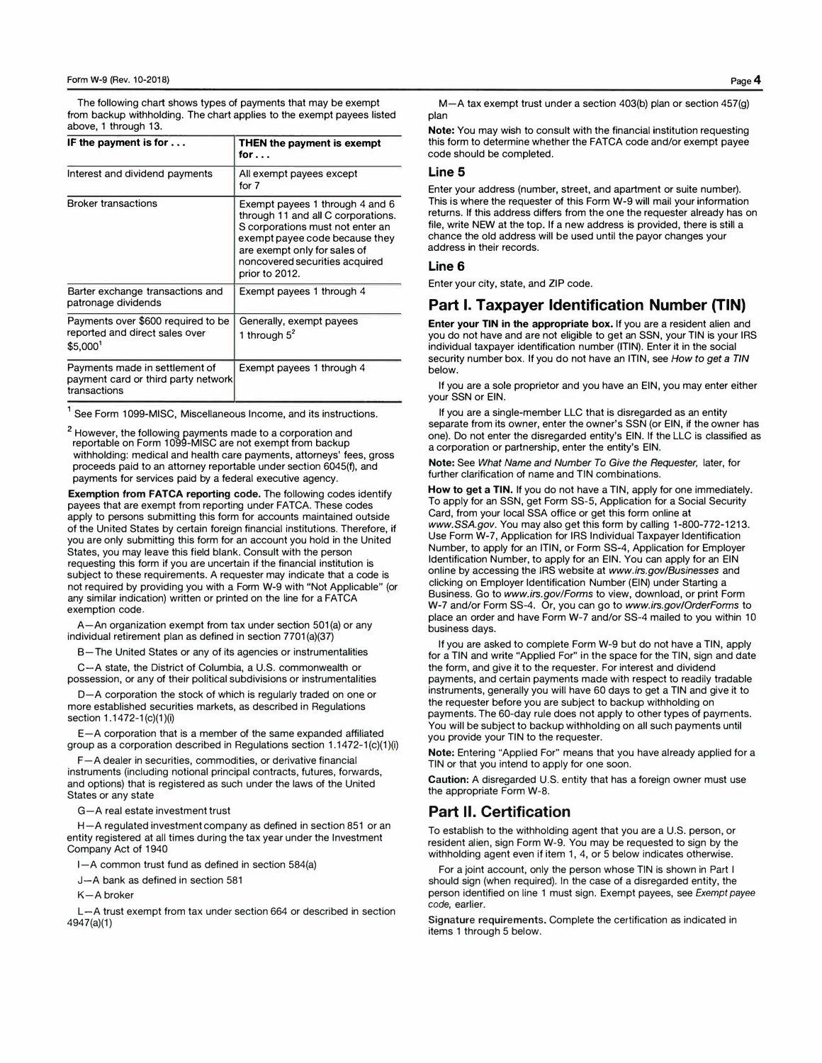The following chart shows types of payments that may be exempt from backup withholding. The chart applies to the exempt payees listed above, 1 through 13.

| IF the payment is for . . . | THEN the payment is exempt for . . . |
|---|---|
| Interest and dividend payments | All exempt payees except for 7 |
| Broker transactions | Exempt payees 1 through 4 and 6 through 11 and all C corporations. S corporations must not enter an exempt payee code because they are exempt only for sales of noncovered securities acquired prior to 2012. |
| Barter exchange transactions and patronage dividends | Exempt payees 1 through 4 |
| Payments over $600 required to be reported and direct sales over $5,000[1] | Generally, exempt payees 1 through 5[2] |
| Payments made in settlement of payment card or third party network transactions | Exempt payees 1 through 4 |

[1] See Form 1099-MISC, Miscellaneous Income, and its instructions.

[2] However, the following payments made to a corporation and reportable on Form 1099-MISC are not exempt from backup withholding: medical and health care payments, attorneys' fees, gross proceeds paid to an attorney reportable under section 6045(f), and payments for services paid by a federal executive agency.

**Exemption from FATCA reporting code.** The following codes identify payees that are exempt from reporting under FATCA. These codes apply to persons submitting this form for accounts maintained outside of the United States by certain foreign financial institutions. Therefore, if you are only submitting this form for an account you hold in the United States, you may leave this field blank. Consult with the person requesting this form if you are uncertain if the financial institution is subject to these requirements. A requester may indicate that a code is not required by providing you with a Form W-9 with "Not Applicable" (or any similar indication) written or printed on the line for a FATCA exemption code.

A—An organization exempt from tax under section 501(a) or any individual retirement plan as defined in section 7701(a)(37)

B—The United States or any of its agencies or instrumentalities

C—A state, the District of Columbia, a U.S. commonwealth or possession, or any of their political subdivisions or instrumentalities

D—A corporation the stock of which is regularly traded on one or more established securities markets, as described in Regulations section 1.1472-1(c)(1)(i)

E—A corporation that is a member of the same expanded affiliated group as a corporation described in Regulations section 1.1472-1(c)(1)(i)

F—A dealer in securities, commodities, or derivative financial instruments (including notional principal contracts, futures, forwards, and options) that is registered as such under the laws of the United States or any state

G—A real estate investment trust

H—A regulated investment company as defined in section 851 or an entity registered at all times during the tax year under the Investment Company Act of 1940

I—A common trust fund as defined in section 584(a)

J—A bank as defined in section 581

K—A broker

L—A trust exempt from tax under section 664 or described in section 4947(a)(1)

M—A tax exempt trust under a section 403(b) plan or section 457(g) plan

**Note:** You may wish to consult with the financial institution requesting this form to determine whether the FATCA code and/or exempt payee code should be completed.

### Line 5

Enter your address (number, street, and apartment or suite number). This is where the requester of this Form W-9 will mail your information returns. If this address differs from the one the requester already has on file, write NEW at the top. If a new address is provided, there is still a chance the old address will be used until the payor changes your address in their records.

### Line 6

Enter your city, state, and ZIP code.

## Part I. Taxpayer Identification Number (TIN)

**Enter your TIN in the appropriate box.** If you are a resident alien and you do not have and are not eligible to get an SSN, your TIN is your IRS individual taxpayer identification number (ITIN). Enter it in the social security number box. If you do not have an ITIN, see *How to get a TIN* below.

If you are a sole proprietor and you have an EIN, you may enter either your SSN or EIN.

If you are a single-member LLC that is disregarded as an entity separate from its owner, enter the owner's SSN (or EIN, if the owner has one). Do not enter the disregarded entity's EIN. If the LLC is classified as a corporation or partnership, enter the entity's EIN.

**Note:** See *What Name and Number To Give the Requester,* later, for further clarification of name and TIN combinations.

**How to get a TIN.** If you do not have a TIN, apply for one immediately. To apply for an SSN, get Form SS-5, Application for a Social Security Card, from your local SSA office or get this form online at *www.SSA.gov*. You may also get this form by calling 1-800-772-1213. Use Form W-7, Application for IRS Individual Taxpayer Identification Number, to apply for an ITIN, or Form SS-4, Application for Employer Identification Number, to apply for an EIN. You can apply for an EIN online by accessing the IRS website at *www.irs.gov/Businesses* and clicking on Employer Identification Number (EIN) under Starting a Business. Go to *www.irs.gov/Forms* to view, download, or print Form W-7 and/or Form SS-4. Or, you can go to *www.irs.gov/OrderForms* to place an order and have Form W-7 and/or SS-4 mailed to you within 10 business days.

If you are asked to complete Form W-9 but do not have a TIN, apply for a TIN and write "Applied For" in the space for the TIN, sign and date the form, and give it to the requester. For interest and dividend payments, and certain payments made with respect to readily tradable instruments, generally you will have 60 days to get a TIN and give it to the requester before you are subject to backup withholding on payments. The 60-day rule does not apply to other types of payments. You will be subject to backup withholding on all such payments until you provide your TIN to the requester.

**Note:** Entering "Applied For" means that you have already applied for a TIN or that you intend to apply for one soon.

**Caution:** A disregarded U.S. entity that has a foreign owner must use the appropriate Form W-8.

## Part II. Certification

To establish to the withholding agent that you are a U.S. person, or resident alien, sign Form W-9. You may be requested to sign by the withholding agent even if item 1, 4, or 5 below indicates otherwise.

For a joint account, only the person whose TIN is shown in Part I should sign (when required). In the case of a disregarded entity, the person identified on line 1 must sign. Exempt payees, see *Exempt payee code,* earlier.

**Signature requirements.** Complete the certification as indicated in items 1 through 5 below.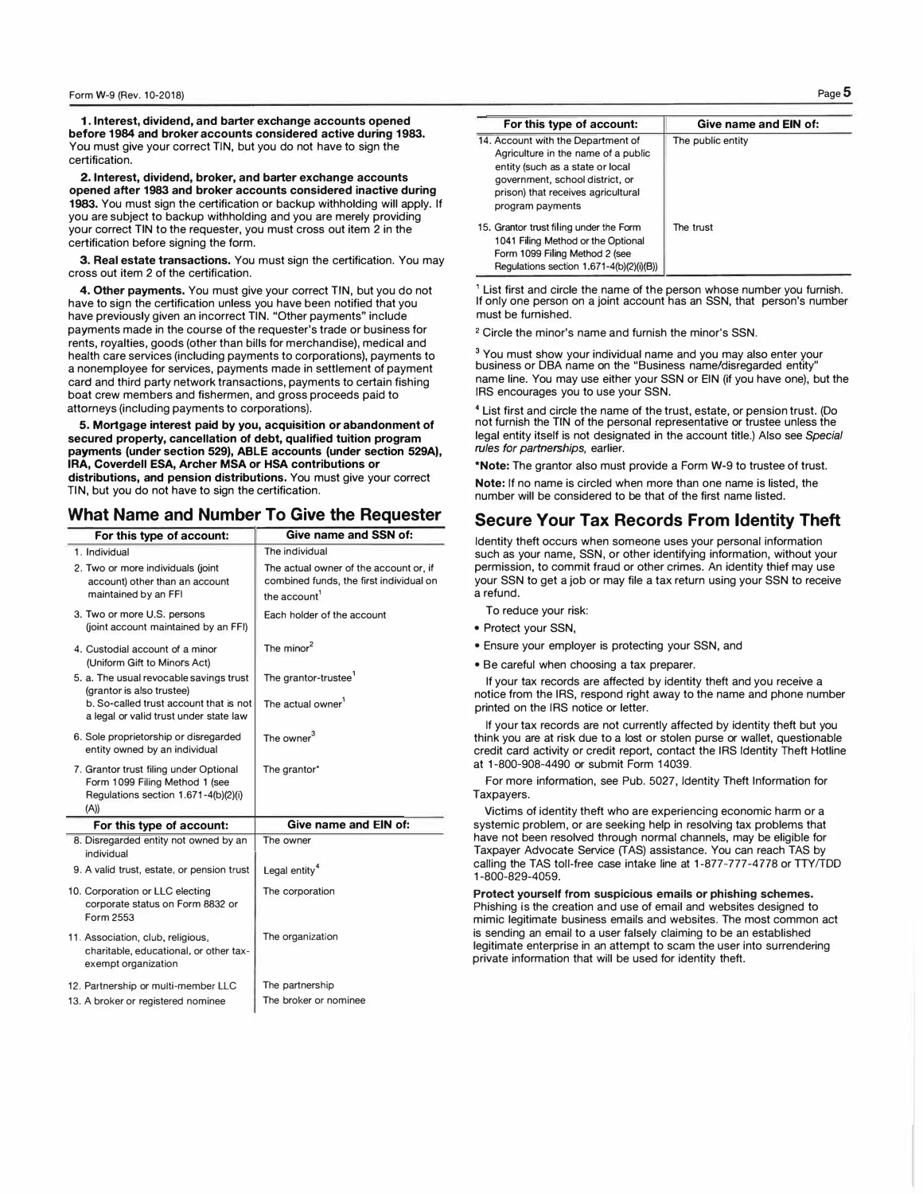**1. Interest, dividend, and barter exchange accounts opened before 1984 and broker accounts considered active during 1983.** You must give your correct TIN, but you do not have to sign the certification.

**2. Interest, dividend, broker, and barter exchange accounts opened after 1983 and broker accounts considered inactive during 1983.** You must sign the certification or backup withholding will apply. If you are subject to backup withholding and you are merely providing your correct TIN to the requester, you must cross out item 2 in the certification before signing the form.

**3. Real estate transactions.** You must sign the certification. You may cross out item 2 of the certification.

**4. Other payments.** You must give your correct TIN, but you do not have to sign the certification unless you have been notified that you have previously given an incorrect TIN. "Other payments" include payments made in the course of the requester's trade or business for rents, royalties, goods (other than bills for merchandise), medical and health care services (including payments to corporations), payments to a nonemployee for services, payments made in settlement of payment card and third party network transactions, payments to certain fishing boat crew members and fishermen, and gross proceeds paid to attorneys (including payments to corporations).

**5. Mortgage interest paid by you, acquisition or abandonment of secured property, cancellation of debt, qualified tuition program payments (under section 529), ABLE accounts (under section 529A), IRA, Coverdell ESA, Archer MSA or HSA contributions or distributions, and pension distributions.** You must give your correct TIN, but you do not have to sign the certification.

## What Name and Number To Give the Requester

| For this type of account: | Give name and SSN of: |
|---|---|
| 1. Individual | The individual |
| 2. Two or more individuals (joint account) other than an account maintained by an FFI | The actual owner of the account or, if combined funds, the first individual on the account[1] |
| 3. Two or more U.S. persons (joint account maintained by an FFI) | Each holder of the account |
| 4. Custodial account of a minor (Uniform Gift to Minors Act) | The minor[2] |
| 5. a. The usual revocable savings trust (grantor is also trustee) | The grantor-trustee[1] |
| b. So-called trust account that is not a legal or valid trust under state law | The actual owner[1] |
| 6. Sole proprietorship or disregarded entity owned by an individual | The owner[3] |
| 7. Grantor trust filing under Optional Form 1099 Filing Method 1 (see Regulations section 1.671-4(b)(2)(i)(A)) | The grantor* |
| **For this type of account:** | **Give name and EIN of:** |
| 8. Disregarded entity not owned by an individual | The owner |
| 9. A valid trust, estate, or pension trust | Legal entity[4] |
| 10. Corporation or LLC electing corporate status on Form 8832 or Form 2553 | The corporation |
| 11. Association, club, religious, charitable, educational, or other tax-exempt organization | The organization |
| 12. Partnership or multi-member LLC | The partnership |
| 13. A broker or registered nominee | The broker or nominee |
| 14. Account with the Department of Agriculture in the name of a public entity (such as a state or local government, school district, or prison) that receives agricultural program payments | The public entity |
| 15. Grantor trust filing under the Form 1041 Filing Method or the Optional Form 1099 Filing Method 2 (see Regulations section 1.671-4(b)(2)(i)(B)) | The trust |

[1] List first and circle the name of the person whose number you furnish. If only one person on a joint account has an SSN, that person's number must be furnished.

[2] Circle the minor's name and furnish the minor's SSN.

[3] You must show your individual name and you may also enter your business or DBA name on the "Business name/disregarded entity" name line. You may use either your SSN or EIN (if you have one), but the IRS encourages you to use your SSN.

[4] List first and circle the name of the trust, estate, or pension trust. (Do not furnish the TIN of the personal representative or trustee unless the legal entity itself is not designated in the account title.) Also see *Special rules for partnerships,* earlier.

***Note:** The grantor also must provide a Form W-9 to trustee of trust.

**Note:** If no name is circled when more than one name is listed, the number will be considered to be that of the first name listed.

## Secure Your Tax Records From Identity Theft

Identity theft occurs when someone uses your personal information such as your name, SSN, or other identifying information, without your permission, to commit fraud or other crimes. An identity thief may use your SSN to get a job or may file a tax return using your SSN to receive a refund.

To reduce your risk:

- Protect your SSN,
- Ensure your employer is protecting your SSN, and
- Be careful when choosing a tax preparer.

If your tax records are affected by identity theft and you receive a notice from the IRS, respond right away to the name and phone number printed on the IRS notice or letter.

If your tax records are not currently affected by identity theft but you think you are at risk due to a lost or stolen purse or wallet, questionable credit card activity or credit report, contact the IRS Identity Theft Hotline at 1-800-908-4490 or submit Form 14039.

For more information, see Pub. 5027, Identity Theft Information for Taxpayers.

Victims of identity theft who are experiencing economic harm or a systemic problem, or are seeking help in resolving tax problems that have not been resolved through normal channels, may be eligible for Taxpayer Advocate Service (TAS) assistance. You can reach TAS by calling the TAS toll-free case intake line at 1-877-777-4778 or TTY/TDD 1-800-829-4059.

**Protect yourself from suspicious emails or phishing schemes.** Phishing is the creation and use of email and websites designed to mimic legitimate business emails and websites. The most common act is sending an email to a user falsely claiming to be an established legitimate enterprise in an attempt to scam the user into surrendering private information that will be used for identity theft.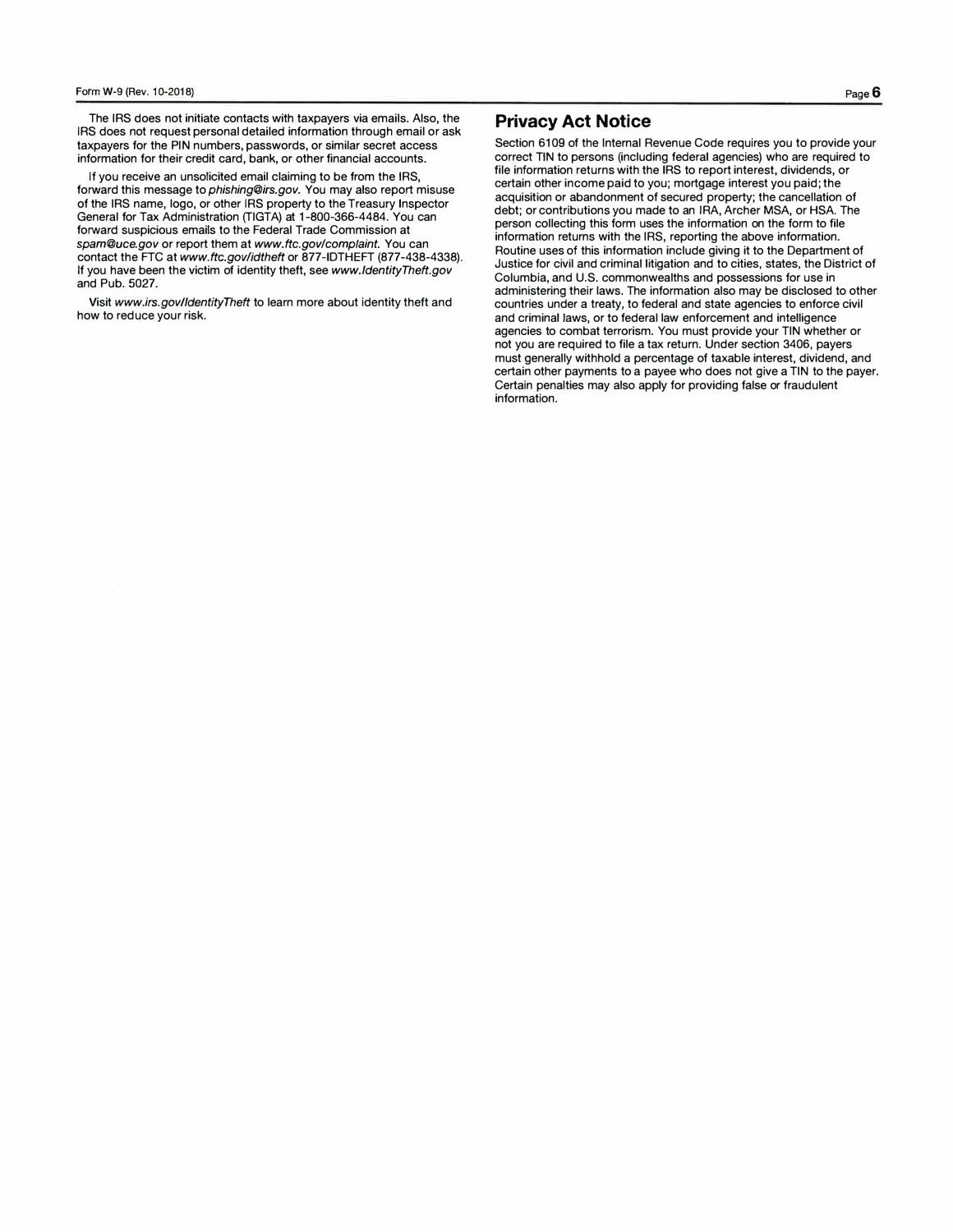The IRS does not initiate contacts with taxpayers via emails. Also, the IRS does not request personal detailed information through email or ask taxpayers for the PIN numbers, passwords, or similar secret access information for their credit card, bank, or other financial accounts.

If you receive an unsolicited email claiming to be from the IRS, forward this message to *phishing@irs.gov*. You may also report misuse of the IRS name, logo, or other IRS property to the Treasury Inspector General for Tax Administration (TIGTA) at 1-800-366-4484. You can forward suspicious emails to the Federal Trade Commission at *spam@uce.gov* or report them at *www.ftc.gov/complaint*. You can contact the FTC at *www.ftc.gov/idtheft* or 877-IDTHEFT (877-438-4338). If you have been the victim of identity theft, see *www.IdentityTheft.gov* and Pub. 5027.

Visit *www.irs.gov/IdentityTheft* to learn more about identity theft and how to reduce your risk.

## Privacy Act Notice

Section 6109 of the Internal Revenue Code requires you to provide your correct TIN to persons (including federal agencies) who are required to file information returns with the IRS to report interest, dividends, or certain other income paid to you; mortgage interest you paid; the acquisition or abandonment of secured property; the cancellation of debt; or contributions you made to an IRA, Archer MSA, or HSA. The person collecting this form uses the information on the form to file information returns with the IRS, reporting the above information. Routine uses of this information include giving it to the Department of Justice for civil and criminal litigation and to cities, states, the District of Columbia, and U.S. commonwealths and possessions for use in administering their laws. The information also may be disclosed to other countries under a treaty, to federal and state agencies to enforce civil and criminal laws, or to federal law enforcement and intelligence agencies to combat terrorism. You must provide your TIN whether or not you are required to file a tax return. Under section 3406, payers must generally withhold a percentage of taxable interest, dividend, and certain other payments to a payee who does not give a TIN to the payer. Certain penalties may also apply for providing false or fraudulent information.